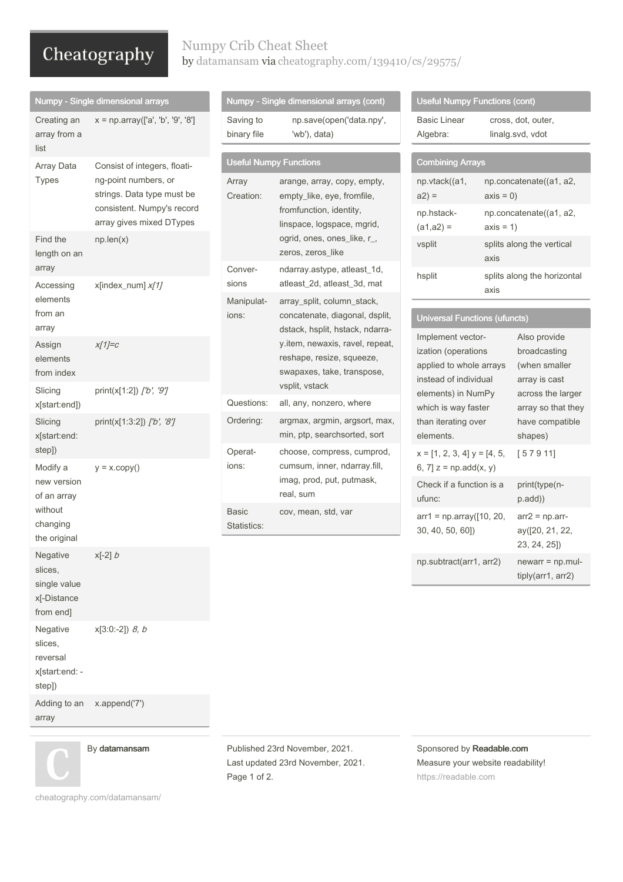# Numpy Crib Cheat Sheet

by datamansam via cheatography.com/139410/cs/29575/

## Numpy - Single dimensional arrays

| | |
|---|---|
| Creating an array from a list | x = np.array(['a', 'b', '9', '8']) |
| Array Data Types | Consist of integers, floating-point numbers, or strings. Data type must be consistent. Numpy's record array gives mixed DTypes |
| Find the length on an array | np.len(x) |
| Accessing elements from an array | x[index_num] *x[1]* |
| Assign elements from index | *x[1]=c* |
| Slicing x[start:end]) | print(x[1:2]) *['b', '9']* |
| Slicing x[start:end:step]) | print(x[1:3:2]) *['b', '8']* |
| Modify a new version of an array without changing the original | y = x.copy() |
| Negative slices, single value x[-Distance from end] | x[-2] *b* |
| Negative slices, reversal x[start:end: -step]) | x[3:0:-2]) *8, b* |
| Adding to an array | x.append('7') |

## Numpy - Single dimensional arrays (cont)

| | |
|---|---|
| Saving to binary file | np.save(open('data.npy', 'wb'), data) |

## Useful Numpy Functions

| | |
|---|---|
| Array Creation: | arange, array, copy, empty, empty_like, eye, fromfile, fromfunction, identity, linspace, logspace, mgrid, ogrid, ones, ones_like, r_, zeros, zeros_like |
| Conversions | ndarray.astype, atleast_1d, atleast_2d, atleast_3d, mat |
| Manipulations: | array_split, column_stack, concatenate, diagonal, dsplit, dstack, hsplit, hstack, ndarray.item, newaxis, ravel, repeat, reshape, resize, squeeze, swapaxes, take, transpose, vsplit, vstack |
| Questions: | all, any, nonzero, where |
| Ordering: | argmax, argmin, argsort, max, min, ptp, searchsorted, sort |
| Operations: | choose, compress, cumprod, cumsum, inner, ndarray.fill, imag, prod, put, putmask, real, sum |
| Basic Statistics: | cov, mean, std, var |

## Useful Numpy Functions (cont)

| | |
|---|---|
| Basic Linear Algebra: | cross, dot, outer, linalg.svd, vdot |

## Combining Arrays

| | |
|---|---|
| np.vtack((a1, a2) = | np.concatenate((a1, a2, axis = 0) |
| np.hstack(a1,a2) = | np.concatenate((a1, a2, axis = 1) |
| vsplit | splits along the vertical axis |
| hsplit | splits along the horizontal axis |

## Universal Functions (ufuncts)

| | |
|---|---|
| Implement vectorization (operations applied to whole arrays instead of individual elements) in NumPy which is way faster than iterating over elements. | Also provide broadcasting (when smaller array is cast across the larger array so that they have compatible shapes) |
| x = [1, 2, 3, 4] y = [4, 5, 6, 7] z = np.add(x, y) | [ 5 7 9 11] |
| Check if a function is a ufunc: | print(type(np.add)) |
| arr1 = np.array([10, 20, 30, 40, 50, 60]) | arr2 = np.array([20, 21, 22, 23, 24, 25]) |
| np.subtract(arr1, arr2) | newarr = np.multiply(arr1, arr2) |

By **datamansam**

cheatography.com/datamansam/

Published 23rd November, 2021.
Last updated 23rd November, 2021.

Sponsored by **Readable.com**
Measure your website readability!
https://readable.com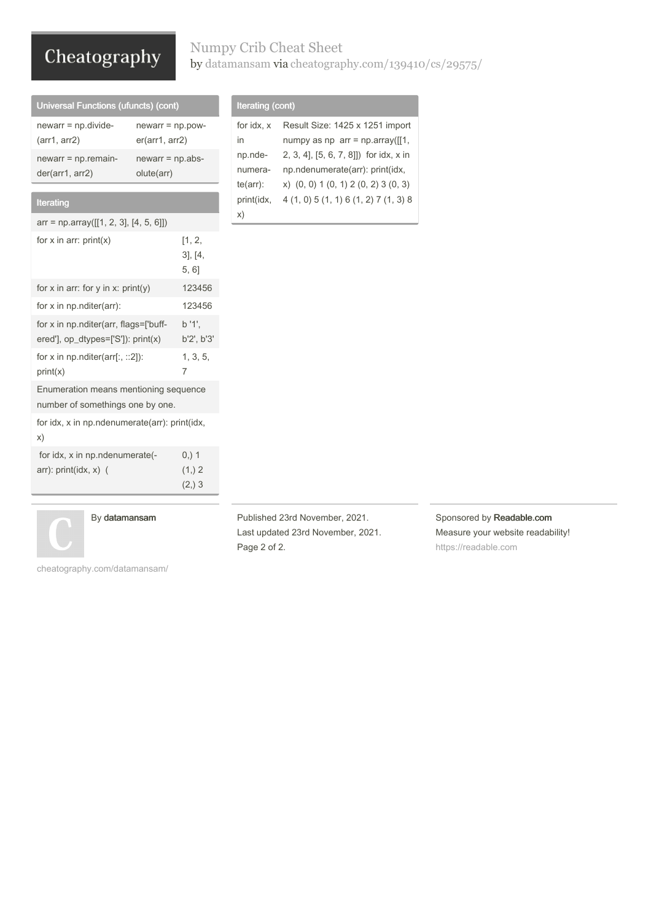## Universal Functions (ufuncts) (cont)

| | |
|---|---|
| newarr = np.divide(arr1, arr2) | newarr = np.power(arr1, arr2) |
| newarr = np.remainder(arr1, arr2) | newarr = np.absolute(arr) |

## Iterating

arr = np.array([[1, 2, 3], [4, 5, 6]])

| | |
|---|---|
| for x in arr: print(x) | [1, 2, 3], [4, 5, 6] |
| for x in arr: for y in x: print(y) | 123456 |
| for x in np.nditer(arr): | 123456 |
| for x in np.nditer(arr, flags=['buffered'], op_dtypes=['S']): print(x) | b '1', b'2', b'3' |
| for x in np.nditer(arr[:, ::2]): print(x) | 1, 3, 5, 7 |

Enumeration means mentioning sequence number of somethings one by one.

for idx, x in np.ndenumerate(arr): print(idx, x)

| | |
|---|---|
| for idx, x in np.ndenumerate(arr): print(idx, x) ( | 0,) 1 (1,) 2 (2,) 3 |

## Iterating (cont)

| | |
|---|---|
| for idx, x in np.ndenumerate(arr): print(idx, x) | Result Size: 1425 x 1251 import numpy as np arr = np.array([[1, 2, 3, 4], [5, 6, 7, 8]]) for idx, x in np.ndenumerate(arr): print(idx, x) (0, 0) 1 (0, 1) 2 (0, 2) 3 (0, 3) 4 (1, 0) 5 (1, 1) 6 (1, 2) 7 (1, 3) 8 |

By **datamansam**

cheatography.com/datamansam/

Published 23rd November, 2021.
Last updated 23rd November, 2021.

Sponsored by **Readable.com**
Measure your website readability!
https://readable.com